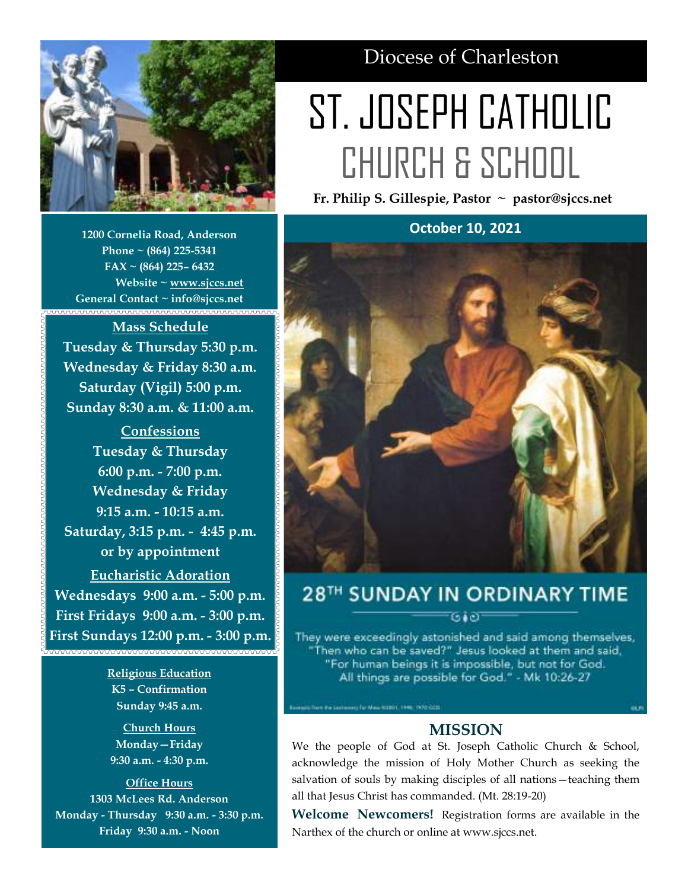Diocese of Charleston

# ST. JOSEPH CATHOLIC CHURCH & SCHOOL

**Fr. Philip S. Gillespie, Pastor ~ pastor@sjccs.net**

**October 10, 2021**

**1200 Cornelia Road, Anderson**
**Phone ~ (864) 225-5341**
**FAX ~ (864) 225– 6432**
**Website ~ www.sjccs.net**
**General Contact ~ info@sjccs.net**

**Mass Schedule**
**Tuesday & Thursday 5:30 p.m.**
**Wednesday & Friday 8:30 a.m.**
**Saturday (Vigil) 5:00 p.m.**
**Sunday 8:30 a.m. & 11:00 a.m.**

**Confessions**
**Tuesday & Thursday**
**6:00 p.m. - 7:00 p.m.**
**Wednesday & Friday**
**9:15 a.m. - 10:15 a.m.**
**Saturday, 3:15 p.m. - 4:45 p.m.**
**or by appointment**

**Eucharistic Adoration**
**Wednesdays 9:00 a.m. - 5:00 p.m.**
**First Fridays 9:00 a.m. - 3:00 p.m.**
**First Sundays 12:00 p.m. - 3:00 p.m.**

**Religious Education**
**K5 – Confirmation**
**Sunday 9:45 a.m.**

**Church Hours**
**Monday—Friday**
**9:30 a.m. - 4:30 p.m.**

**Office Hours**
**1303 McLees Rd. Anderson**
**Monday - Thursday 9:30 a.m. - 3:30 p.m.**
**Friday 9:30 a.m. - Noon**

## 28TH SUNDAY IN ORDINARY TIME

They were exceedingly astonished and said among themselves, "Then who can be saved?" Jesus looked at them and said, "For human beings it is impossible, but not for God. All things are possible for God." - Mk 10:26-27

## MISSION

We the people of God at St. Joseph Catholic Church & School, acknowledge the mission of Holy Mother Church as seeking the salvation of souls by making disciples of all nations—teaching them all that Jesus Christ has commanded. (Mt. 28:19-20)

**Welcome Newcomers!** Registration forms are available in the Narthex of the church or online at www.sjccs.net.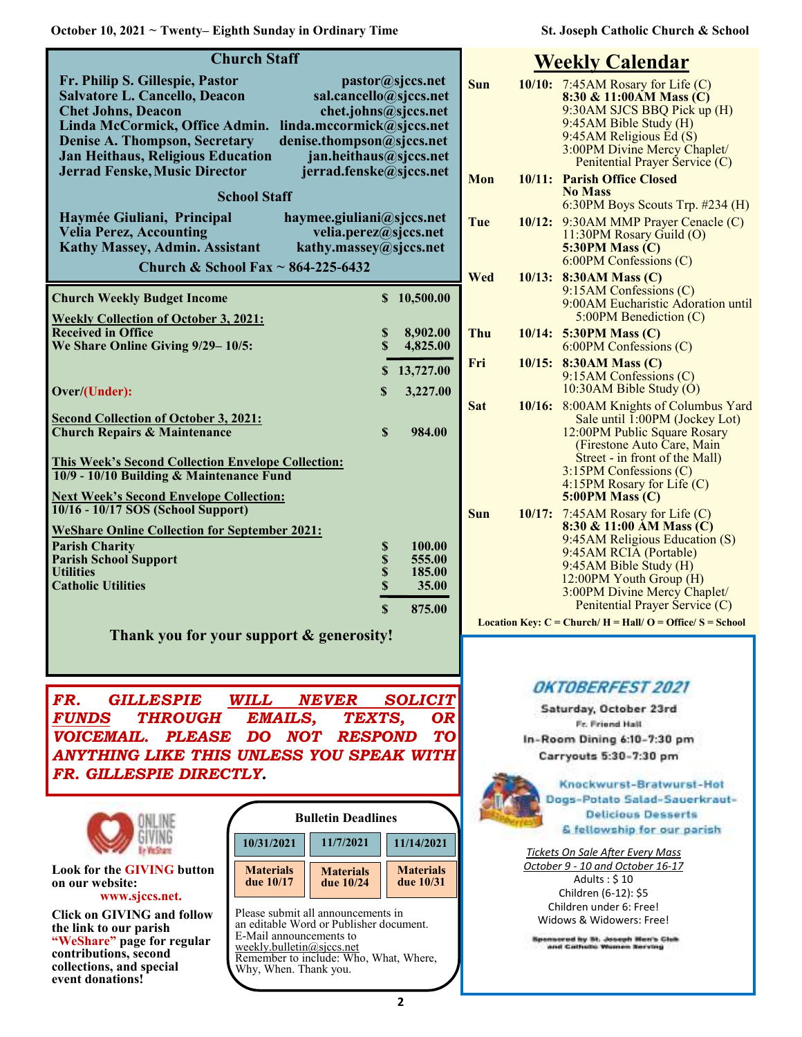## Church Staff

| | |
|---|---|
| **Fr. Philip S. Gillespie, Pastor** | **pastor@sjccs.net** |
| **Salvatore L. Cancello, Deacon** | **sal.cancello@sjccs.net** |
| **Chet Johns, Deacon** | **chet.johns@sjccs.net** |
| **Linda McCormick, Office Admin.** | **linda.mccormick@sjccs.net** |
| **Denise A. Thompson, Secretary** | **denise.thompson@sjccs.net** |
| **Jan Heithaus, Religious Education** | **jan.heithaus@sjccs.net** |
| **Jerrad Fenske, Music Director** | **jerrad.fenske@sjccs.net** |

### School Staff

| | |
|---|---|
| **Haymée Giuliani, Principal** | **haymee.giuliani@sjccs.net** |
| **Velia Perez, Accounting** | **velia.perez@sjccs.net** |
| **Kathy Massey, Admin. Assistant** | **kathy.massey@sjccs.net** |

**Church & School Fax ~ 864-225-6432**

| | |
|---|---|
| **Church Weekly Budget Income** | **$ 10,500.00** |
| **Weekly Collection of October 3, 2021:** | |
| **Received in Office** | **$ 8,902.00** |
| **We Share Online Giving 9/29– 10/5:** | **$ 4,825.00** |
| | **$ 13,727.00** |
| **Over/(Under):** | **$ 3,227.00** |
| **Second Collection of October 3, 2021:** | |
| **Church Repairs & Maintenance** | **$ 984.00** |
| **This Week's Second Collection Envelope Collection:** | |
| **10/9 - 10/10 Building & Maintenance Fund** | |
| **Next Week's Second Envelope Collection:** | |
| **10/16 - 10/17 SOS (School Support)** | |
| **WeShare Online Collection for September 2021:** | |
| **Parish Charity** | **$ 100.00** |
| **Parish School Support** | **$ 555.00** |
| **Utilities** | **$ 185.00** |
| **Catholic Utilities** | **$ 35.00** |
| | **$ 875.00** |

**Thank you for your support & generosity!**

***FR. GILLESPIE WILL NEVER SOLICIT FUNDS THROUGH EMAILS, TEXTS, OR VOICEMAIL. PLEASE DO NOT RESPOND TO ANYTHING LIKE THIS UNLESS YOU SPEAK WITH FR. GILLESPIE DIRECTLY.***

ONLINE GIVING By WeShare

**Look for the GIVING button on our website: www.sjccs.net.**

**Click on GIVING and follow the link to our parish "WeShare" page for regular contributions, second collections, and special event donations!**

### Bulletin Deadlines

| 10/31/2021 | 11/7/2021 | 11/14/2021 |
|---|---|---|
| Materials due 10/17 | Materials due 10/24 | Materials due 10/31 |

Please submit all announcements in an editable Word or Publisher document. E-Mail announcements to weekly.bulletin@sjccs.net Remember to include: Who, What, Where, Why, When. Thank you.

## Weekly Calendar

| | | |
|---|---|---|
| **Sun** | **10/10:** | 7:45AM Rosary for Life (C)<br>**8:30 & 11:00AM Mass (C)**<br>9:30AM SJCS BBQ Pick up (H)<br>9:45AM Bible Study (H)<br>9:45AM Religious Ed (S)<br>3:00PM Divine Mercy Chaplet/ Penitential Prayer Service (C) |
| **Mon** | **10/11:** | **Parish Office Closed**<br>**No Mass**<br>6:30PM Boys Scouts Trp. #234 (H) |
| **Tue** | **10/12:** | 9:30AM MMP Prayer Cenacle (C)<br>11:30PM Rosary Guild (O)<br>**5:30PM Mass (C)**<br>6:00PM Confessions (C) |
| **Wed** | **10/13:** | **8:30AM Mass (C)**<br>9:15AM Confessions (C)<br>9:00AM Eucharistic Adoration until 5:00PM Benediction (C) |
| **Thu** | **10/14:** | **5:30PM Mass (C)**<br>6:00PM Confessions (C) |
| **Fri** | **10/15:** | **8:30AM Mass (C)**<br>9:15AM Confessions (C)<br>10:30AM Bible Study (O) |
| **Sat** | **10/16:** | 8:00AM Knights of Columbus Yard Sale until 1:00PM (Jockey Lot)<br>12:00PM Public Square Rosary (Firestone Auto Care, Main Street - in front of the Mall)<br>3:15PM Confessions (C)<br>4:15PM Rosary for Life (C)<br>**5:00PM Mass (C)** |
| **Sun** | **10/17:** | 7:45AM Rosary for Life (C)<br>**8:30 & 11:00 AM Mass (C)**<br>9:45AM Religious Education (S)<br>9:45AM RCIA (Portable)<br>9:45AM Bible Study (H)<br>12:00PM Youth Group (H)<br>3:00PM Divine Mercy Chaplet/ Penitential Prayer Service (C) |

**Location Key: C = Church/ H = Hall/ O = Office/ S = School**

## OKTOBERFEST 2021

**Saturday, October 23rd**

Fr. Friend Hall

In-Room Dining 6:10-7:30 pm

Carryouts 5:30-7:30 pm

Knockwurst-Bratwurst-Hot Dogs-Potato Salad-Sauerkraut-Delicious Desserts & fellowship for our parish

*Tickets On Sale After Every Mass*
*October 9 - 10 and October 16-17*

Adults : $ 10
Children (6-12): $5
Children under 6: Free!
Widows & Widowers: Free!

Sponsored by St. Joseph Men's Club and Catholic Women Serving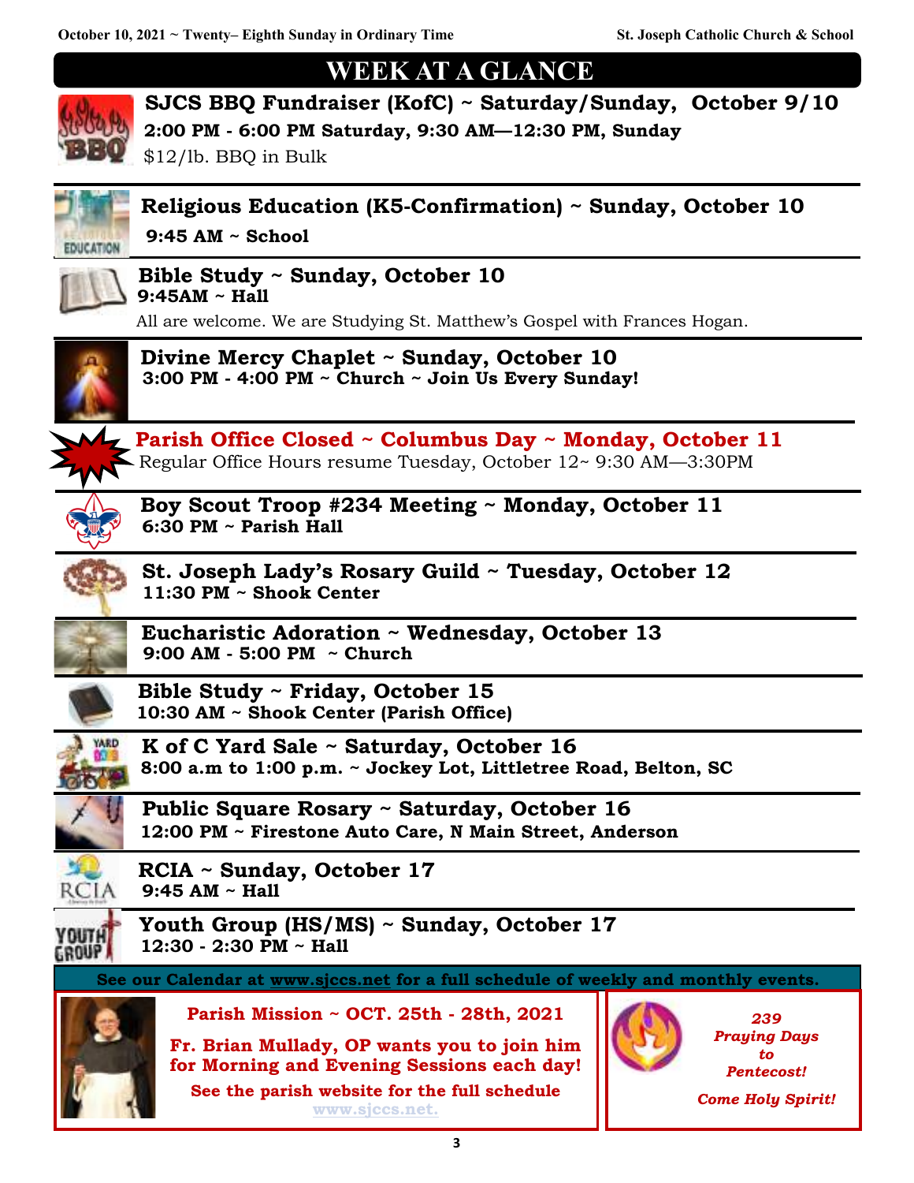# WEEK AT A GLANCE

**SJCS BBQ Fundraiser (KofC) ~ Saturday/Sunday, October 9/10**
**2:00 PM - 6:00 PM Saturday, 9:30 AM—12:30 PM, Sunday**
$12/lb. BBQ in Bulk

**Religious Education (K5-Confirmation) ~ Sunday, October 10**
**9:45 AM ~ School**

**Bible Study ~ Sunday, October 10**
**9:45AM ~ Hall**
All are welcome. We are Studying St. Matthew's Gospel with Frances Hogan.

**Divine Mercy Chaplet ~ Sunday, October 10**
**3:00 PM - 4:00 PM ~ Church ~ Join Us Every Sunday!**

**Parish Office Closed ~ Columbus Day ~ Monday, October 11**
Regular Office Hours resume Tuesday, October 12~ 9:30 AM—3:30PM

**Boy Scout Troop #234 Meeting ~ Monday, October 11**
**6:30 PM ~ Parish Hall**

**St. Joseph Lady's Rosary Guild ~ Tuesday, October 12**
**11:30 PM ~ Shook Center**

**Eucharistic Adoration ~ Wednesday, October 13**
**9:00 AM - 5:00 PM ~ Church**

**Bible Study ~ Friday, October 15**
**10:30 AM ~ Shook Center (Parish Office)**

**K of C Yard Sale ~ Saturday, October 16**
**8:00 a.m to 1:00 p.m. ~ Jockey Lot, Littletree Road, Belton, SC**

**Public Square Rosary ~ Saturday, October 16**
**12:00 PM ~ Firestone Auto Care, N Main Street, Anderson**

**RCIA ~ Sunday, October 17**
**9:45 AM ~ Hall**

**Youth Group (HS/MS) ~ Sunday, October 17**
**12:30 - 2:30 PM ~ Hall**

**See our Calendar at www.sjccs.net for a full schedule of weekly and monthly events.**

**Parish Mission ~ OCT. 25th - 28th, 2021**

**Fr. Brian Mullady, OP wants you to join him for Morning and Evening Sessions each day!**

**See the parish website for the full schedule**
www.sjccs.net.

***239 Praying Days to Pentecost!***

***Come Holy Spirit!***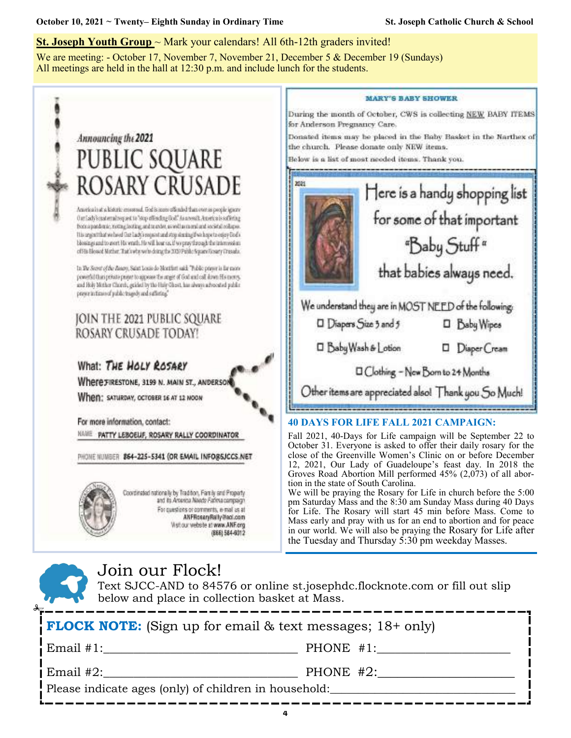**St. Joseph Youth Group** ~ Mark your calendars! All 6th-12th graders invited!

We are meeting: - October 17, November 7, November 21, December 5 & December 19 (Sundays)
All meetings are held in the hall at 12:30 p.m. and include lunch for the students.

*Announcing the 2021*

# PUBLIC SQUARE ROSARY CRUSADE

America is at a historic crossroad. God is more offended than ever as people ignore Our Lady's maternal request to "Stop offending God." As a result, America is suffering from a pandemic, rioting, looting, and murder, as well as moral and societal collapse. It is urgent that we heed Our Lady's request and stop sinning if we hope to enjoy God's blessings and to avert His wrath. He will hear us, if we pray through the intercession of His Blessed Mother. That's why we're doing the 2021 Public Square Rosary Crusade.

In *The Secret of the Rosary*, Saint Louis de Montfort said: "Public prayer is far more powerful than private prayer to appease the anger of God and call down His mercy, and Holy Mother Church, guided by the Holy Ghost, has always advocated public prayer in times of public tragedy and suffering."

## JOIN THE 2021 PUBLIC SQUARE ROSARY CRUSADE TODAY!

What: **THE HOLY ROSARY**

Where: FIRESTONE, 3199 N. MAIN ST., ANDERSON

When: SATURDAY, OCTOBER 16 AT 12 NOON

For more information, contact:

NAME PATTY LEBOEUF, ROSARY RALLY COORDINATOR

PHONE NUMBER 864-225-5341 (OR EMAIL INFO@SJCCS.NET

Coordinated nationally by Tradition, Family and Property and its America Needs Fatima campaign
For questions or comments, e-mail us at ANFRosaryRally@aol.com
Visit our website at www.ANF.org
(866) 584-6012

**MARY'S BABY SHOWER**

During the month of October, CWS is collecting NEW BABY ITEMS for Anderson Pregnancy Care.

Donated items may be placed in the Baby Basket in the Narthex of the church. Please donate only NEW items.

Below is a list of most needed items. Thank you.

Here is a handy shopping list for some of that important "Baby Stuff" that babies always need.

We understand they are in MOST NEED of the following:

- ☐ Diapers Size 3 and 5
- ☐ Baby Wipes
- ☐ Baby Wash & Lotion
- ☐ Diaper Cream
- ☐ Clothing – New Born to 24 Months

Other items are appreciated also! Thank you So Much!

## 40 DAYS FOR LIFE FALL 2021 CAMPAIGN:

Fall 2021, 40-Days for Life campaign will be September 22 to October 31. Everyone is asked to offer their daily rosary for the close of the Greenville Women's Clinic on or before December 12, 2021, Our Lady of Guadeloupe's feast day. In 2018 the Groves Road Abortion Mill performed 45% (2,073) of all abortion in the state of South Carolina.

We will be praying the Rosary for Life in church before the 5:00 pm Saturday Mass and the 8:30 am Sunday Mass during 40 Days for Life. The Rosary will start 45 min before Mass. Come to Mass early and pray with us for an end to abortion and for peace in our world. We will also be praying the Rosary for Life after the Tuesday and Thursday 5:30 pm weekday Masses.

# Join our Flock!

Text SJCC-AND to 84576 or online st.josephdc.flocknote.com or fill out slip below and place in collection basket at Mass.

**FLOCK NOTE:** (Sign up for email & text messages; 18+ only)

Email #1:_______________________________ PHONE #1:____________________

Email #2:_______________________________ PHONE #2:____________________

Please indicate ages (only) of children in household:_____________________________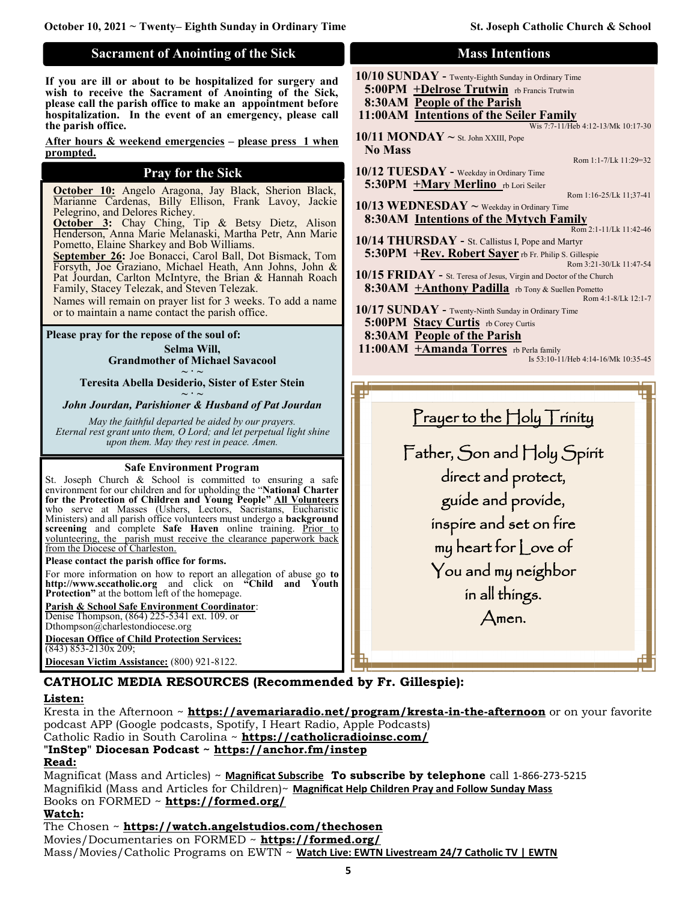## Sacrament of Anointing of the Sick

**If you are ill or about to be hospitalized for surgery and wish to receive the Sacrament of Anointing of the Sick, please call the parish office to make an appointment before hospitalization. In the event of an emergency, please call the parish office.**

**After hours & weekend emergencies – please press 1 when prompted.**

## Pray for the Sick

**October 10:** Angelo Aragona, Jay Black, Sherion Black, Marianne Cardenas, Billy Ellison, Frank Lavoy, Jackie Pelegrino, and Delores Richey.
**October 3:** Chay Ching, Tip & Betsy Dietz, Alison Henderson, Anna Marie Melanaski, Martha Petr, Ann Marie Pometto, Elaine Sharkey and Bob Williams.
**September 26:** Joe Bonacci, Carol Ball, Dot Bismack, Tom Forsyth, Joe Graziano, Michael Heath, Ann Johns, John & Pat Jourdan, Carlton McIntyre, the Brian & Hannah Roach Family, Stacey Telezak, and Steven Telezak.
Names will remain on prayer list for 3 weeks. To add a name or to maintain a name contact the parish office.

**Please pray for the repose of the soul of:**

**Selma Will,**
**Grandmother of Michael Savacool**
~ · ~
**Teresita Abella Desiderio, Sister of Ester Stein**
~ · ~
***John Jourdan, Parishioner & Husband of Pat Jourdan***

*May the faithful departed be aided by our prayers.*
*Eternal rest grant unto them, O Lord; and let perpetual light shine upon them. May they rest in peace. Amen.*

### Safe Environment Program

St. Joseph Church & School is committed to ensuring a safe environment for our children and for upholding the "**National Charter for the Protection of Children and Young People**" All Volunteers who serve at Masses (Ushers, Lectors, Sacristans, Eucharistic Ministers) and all parish office volunteers must undergo a **background screening** and complete **Safe Haven** online training. Prior to volunteering, the parish must receive the clearance paperwork back from the Diocese of Charleston.

**Please contact the parish office for forms.**

For more information on how to report an allegation of abuse go **to http://www.sccatholic.org** and click on **"Child and Youth Protection"** at the bottom left of the homepage.

**Parish & School Safe Environment Coordinator**:
Denise Thompson, (864) 225-5341 ext. 109. or Dthompson@charlestondiocese.org

**Diocesan Office of Child Protection Services:**
(843) 853-2130x 209;

**Diocesan Victim Assistance:** (800) 921-8122.

## Mass Intentions

**10/10 SUNDAY** - Twenty-Eighth Sunday in Ordinary Time
**5:00PM +Delrose Trutwin** rb Francis Trutwin
**8:30AM People of the Parish**
**11:00AM Intentions of the Seiler Family**
Wis 7:7-11/Heb 4:12-13/Mk 10:17-30

**10/11 MONDAY** ~ St. John XXIII, Pope
**No Mass**
Rom 1:1-7/Lk 11:29=32

**10/12 TUESDAY** - Weekday in Ordinary Time
**5:30PM +Mary Merlino** rb Lori Seiler
Rom 1:16-25/Lk 11;37-41

**10/13 WEDNESDAY** ~ Weekday in Ordinary Time
**8:30AM Intentions of the Mytych Family**
Rom 2:1-11/Lk 11:42-46

**10/14 THURSDAY** - St. Callistus I, Pope and Martyr
**5:30PM +Rev. Robert Sayer** rb Fr. Philip S. Gillespie
Rom 3:21-30/Lk 11:47-54

**10/15 FRIDAY** - St. Teresa of Jesus, Virgin and Doctor of the Church
**8:30AM +Anthony Padilla** rb Tony & Suellen Pometto
Rom 4:1-8/Lk 12:1-7

**10/17 SUNDAY** - Twenty-Ninth Sunday in Ordinary Time
**5:00PM Stacy Curtis** rb Corey Curtis
**8:30AM People of the Parish**
**11:00AM +Amanda Torres** rb Perla family
Is 53:10-11/Heb 4:14-16/Mk 10:35-45

### Prayer to the Holy Trinity

Father, Son and Holy Spirit
direct and protect,
guide and provide,
inspire and set on fire
my heart for Love of
You and my neighbor
in all things.
Amen.

## CATHOLIC MEDIA RESOURCES (Recommended by Fr. Gillespie):

**Listen:**
Kresta in the Afternoon ~ **https://avemariaradio.net/program/kresta-in-the-afternoon** or on your favorite podcast APP (Google podcasts, Spotify, I Heart Radio, Apple Podcasts)
Catholic Radio in South Carolina ~ **https://catholicradioinsc.com/**
**"InStep" Diocesan Podcast ~ https://anchor.fm/instep**

**Read:**
Magnificat (Mass and Articles) ~ **Magnificat Subscribe** **To subscribe by telephone** call 1-866-273-5215
Magnifikid (Mass and Articles for Children)~ **Magnificat Help Children Pray and Follow Sunday Mass**
Books on FORMED ~ **https://formed.org/**

**Watch:**
The Chosen ~ **https://watch.angelstudios.com/thechosen**
Movies/Documentaries on FORMED ~ **https://formed.org/**
Mass/Movies/Catholic Programs on EWTN ~ **Watch Live: EWTN Livestream 24/7 Catholic TV | EWTN**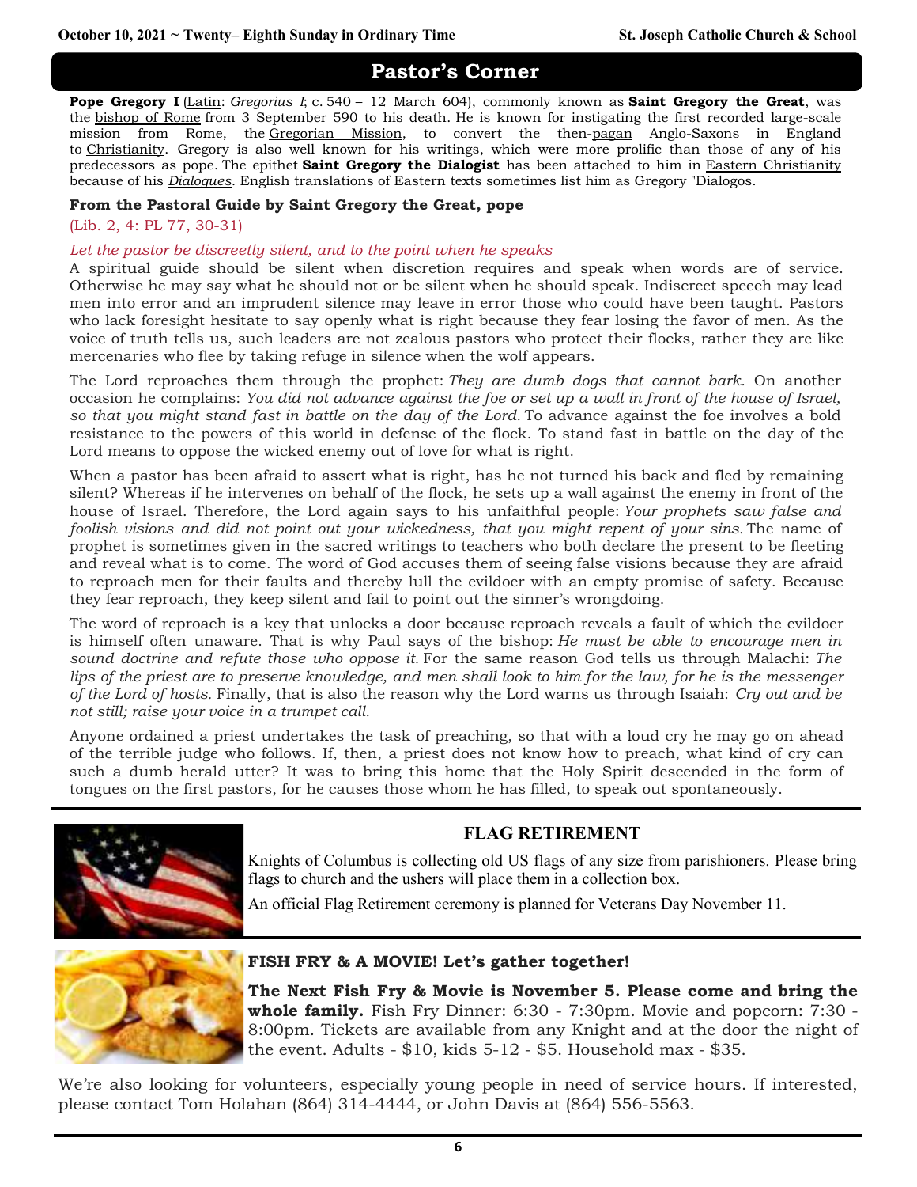## Pastor's Corner

**Pope Gregory I** (Latin: *Gregorius I*; c. 540 – 12 March 604), commonly known as **Saint Gregory the Great**, was the bishop of Rome from 3 September 590 to his death. He is known for instigating the first recorded large-scale mission from Rome, the Gregorian Mission, to convert the then-pagan Anglo-Saxons in England to Christianity. Gregory is also well known for his writings, which were more prolific than those of any of his predecessors as pope. The epithet **Saint Gregory the Dialogist** has been attached to him in Eastern Christianity because of his *Dialogues*. English translations of Eastern texts sometimes list him as Gregory "Dialogos.

### From the Pastoral Guide by Saint Gregory the Great, pope

(Lib. 2, 4: PL 77, 30-31)

*Let the pastor be discreetly silent, and to the point when he speaks*

A spiritual guide should be silent when discretion requires and speak when words are of service. Otherwise he may say what he should not or be silent when he should speak. Indiscreet speech may lead men into error and an imprudent silence may leave in error those who could have been taught. Pastors who lack foresight hesitate to say openly what is right because they fear losing the favor of men. As the voice of truth tells us, such leaders are not zealous pastors who protect their flocks, rather they are like mercenaries who flee by taking refuge in silence when the wolf appears.

The Lord reproaches them through the prophet: *They are dumb dogs that cannot bark.* On another occasion he complains: *You did not advance against the foe or set up a wall in front of the house of Israel, so that you might stand fast in battle on the day of the Lord.* To advance against the foe involves a bold resistance to the powers of this world in defense of the flock. To stand fast in battle on the day of the Lord means to oppose the wicked enemy out of love for what is right.

When a pastor has been afraid to assert what is right, has he not turned his back and fled by remaining silent? Whereas if he intervenes on behalf of the flock, he sets up a wall against the enemy in front of the house of Israel. Therefore, the Lord again says to his unfaithful people: *Your prophets saw false and foolish visions and did not point out your wickedness, that you might repent of your sins.* The name of prophet is sometimes given in the sacred writings to teachers who both declare the present to be fleeting and reveal what is to come. The word of God accuses them of seeing false visions because they are afraid to reproach men for their faults and thereby lull the evildoer with an empty promise of safety. Because they fear reproach, they keep silent and fail to point out the sinner's wrongdoing.

The word of reproach is a key that unlocks a door because reproach reveals a fault of which the evildoer is himself often unaware. That is why Paul says of the bishop: *He must be able to encourage men in sound doctrine and refute those who oppose it.* For the same reason God tells us through Malachi: *The lips of the priest are to preserve knowledge, and men shall look to him for the law, for he is the messenger of the Lord of hosts.* Finally, that is also the reason why the Lord warns us through Isaiah: *Cry out and be not still; raise your voice in a trumpet call.*

Anyone ordained a priest undertakes the task of preaching, so that with a loud cry he may go on ahead of the terrible judge who follows. If, then, a priest does not know how to preach, what kind of cry can such a dumb herald utter? It was to bring this home that the Holy Spirit descended in the form of tongues on the first pastors, for he causes those whom he has filled, to speak out spontaneously.

## FLAG RETIREMENT

Knights of Columbus is collecting old US flags of any size from parishioners. Please bring flags to church and the ushers will place them in a collection box.

An official Flag Retirement ceremony is planned for Veterans Day November 11.

## FISH FRY & A MOVIE! Let's gather together!

**The Next Fish Fry & Movie is November 5. Please come and bring the whole family.** Fish Fry Dinner: 6:30 - 7:30pm. Movie and popcorn: 7:30 - 8:00pm. Tickets are available from any Knight and at the door the night of the event. Adults - $10, kids 5-12 - $5. Household max - $35.

We're also looking for volunteers, especially young people in need of service hours. If interested, please contact Tom Holahan (864) 314-4444, or John Davis at (864) 556-5563.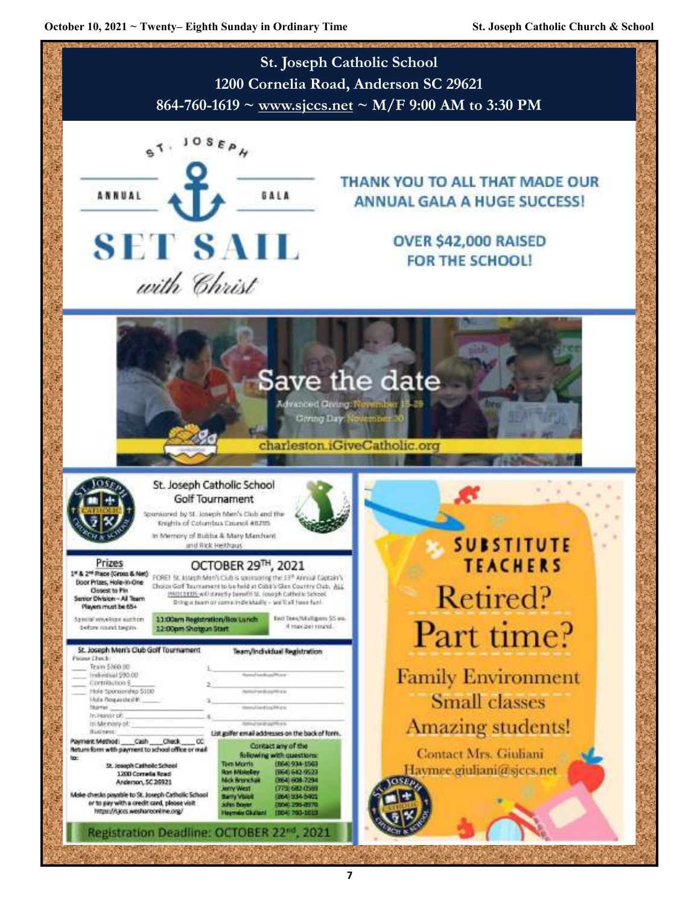# St. Joseph Catholic School

1200 Cornelia Road, Anderson SC 29621

864-760-1619 ~ www.sjccs.net ~ M/F 9:00 AM to 3:30 PM

ST. JOSEPH

ANNUAL GALA

# SET SAIL

*with Christ*

**THANK YOU TO ALL THAT MADE OUR ANNUAL GALA A HUGE SUCCESS!**

**OVER $42,000 RAISED FOR THE SCHOOL!**

## Save the date

Advanced Giving: November 15-29

Giving Day: November 30

charleston.iGiveCatholic.org

## St. Joseph Catholic School Golf Tournament

Sponsored by St. Joseph Men's Club and the Knights of Columbus Council #8295

In Memory of Bubba & Mary Marchant and Rick Heithaus

### Prizes

1st & 2nd Place (Gross & Net)
Door Prizes, Hole-in-One
Closest to Pin
Senior Division – All Team Players must be 65+

Special envelope auction before round begins.

### OCTOBER 29TH, 2021

FORE! St. Joseph Men's Club is sponsoring the 13th Annual Captain's Choice Golf Tournament to be held at Cobb's Glen Country Club. ALL PROCEEDS will directly benefit St. Joseph Catholic School. Bring a team or come individually – we'll all have fun!

11:00am Registration/Box Lunch
12:00pm Shotgun Start

Red Tees/Mulligans $5 ea. 4 max per round.

### St. Joseph Men's Club Golf Tournament

Please Check:

___ Team $360.00
___ Individual $90.00
___ Contribution $____
___ Hole Sponsorship $100
Hole Requested #____
Name: ____
In Honor of: ____
In Memory of: ____
Business: ____

Payment Method: ___Cash ___Check ___CC

Return form with payment to school office or mail to:

St. Joseph Catholic School
1200 Cornelia Road
Anderson, SC 29621

Make checks payable to St. Joseph Catholic School or to pay with a credit card, please visit https://sjccs.weshareonline.org/

### Team/Individual Registration

1. ____ Name/handicap/Phone
2. ____ Name/handicap/Phone
3. ____ Name/handicap/Phone
4. ____ Name/handicap/Phone

List golfer email addresses on the back of form.

Contact any of the following with questions:

| | |
|---|---|
| Tom Morris | (864) 934-1563 |
| Ron Miskelley | (864) 642-9523 |
| Nick Branchak | (864) 608-7294 |
| Jerry West | (773) 682-0569 |
| Barry Vlasik | (864) 934-5401 |
| John Boyer | (864) 296-8978 |
| Haymée Giuliani | (864) 760-1619 |

Registration Deadline: OCTOBER 22nd, 2021

## SUBSTITUTE TEACHERS

# Retired?

# Part time?

Family Environment

Small classes

Amazing students!

Contact Mrs. Giuliani

Haymee.giuliani@sjccs.net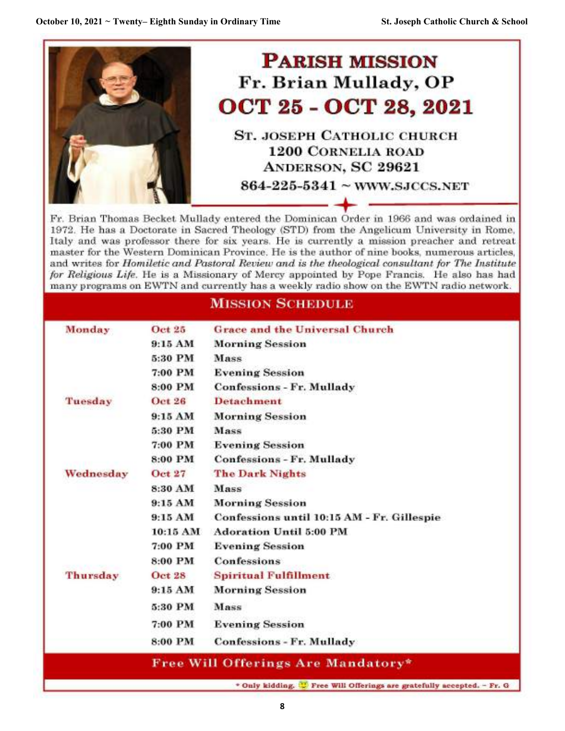# PARISH MISSION

## Fr. Brian Mullady, OP

## OCT 25 - OCT 28, 2021

**ST. JOSEPH CATHOLIC CHURCH**
**1200 CORNELIA ROAD**
**ANDERSON, SC 29621**
**864-225-5341 ~ WWW.SJCCS.NET**

Fr. Brian Thomas Becket Mullady entered the Dominican Order in 1966 and was ordained in 1972. He has a Doctorate in Sacred Theology (STD) from the Angelicum University in Rome, Italy and was professor there for six years. He is currently a mission preacher and retreat master for the Western Dominican Province. He is the author of nine books, numerous articles, and writes for *Homiletic and Pastoral Review and is the theological consultant for The Institute for Religious Life*. He is a Missionary of Mercy appointed by Pope Francis. He also has had many programs on EWTN and currently has a weekly radio show on the EWTN radio network.

## MISSION SCHEDULE

| | | |
|---|---|---|
| **Monday** | **Oct 25** | **Grace and the Universal Church** |
| | 9:15 AM | Morning Session |
| | 5:30 PM | Mass |
| | 7:00 PM | Evening Session |
| | 8:00 PM | Confessions - Fr. Mullady |
| **Tuesday** | **Oct 26** | **Detachment** |
| | 9:15 AM | Morning Session |
| | 5:30 PM | Mass |
| | 7:00 PM | Evening Session |
| | 8:00 PM | Confessions - Fr. Mullady |
| **Wednesday** | **Oct 27** | **The Dark Nights** |
| | 8:30 AM | Mass |
| | 9:15 AM | Morning Session |
| | 9:15 AM | Confessions until 10:15 AM - Fr. Gillespie |
| | 10:15 AM | Adoration Until 5:00 PM |
| | 7:00 PM | Evening Session |
| | 8:00 PM | Confessions |
| **Thursday** | **Oct 28** | **Spiritual Fulfillment** |
| | 9:15 AM | Morning Session |
| | 5:30 PM | Mass |
| | 7:00 PM | Evening Session |
| | 8:00 PM | Confessions - Fr. Mullady |

**Free Will Offerings Are Mandatory***

* Only kidding. 🙂 Free Will Offerings are gratefully accepted. - Fr. G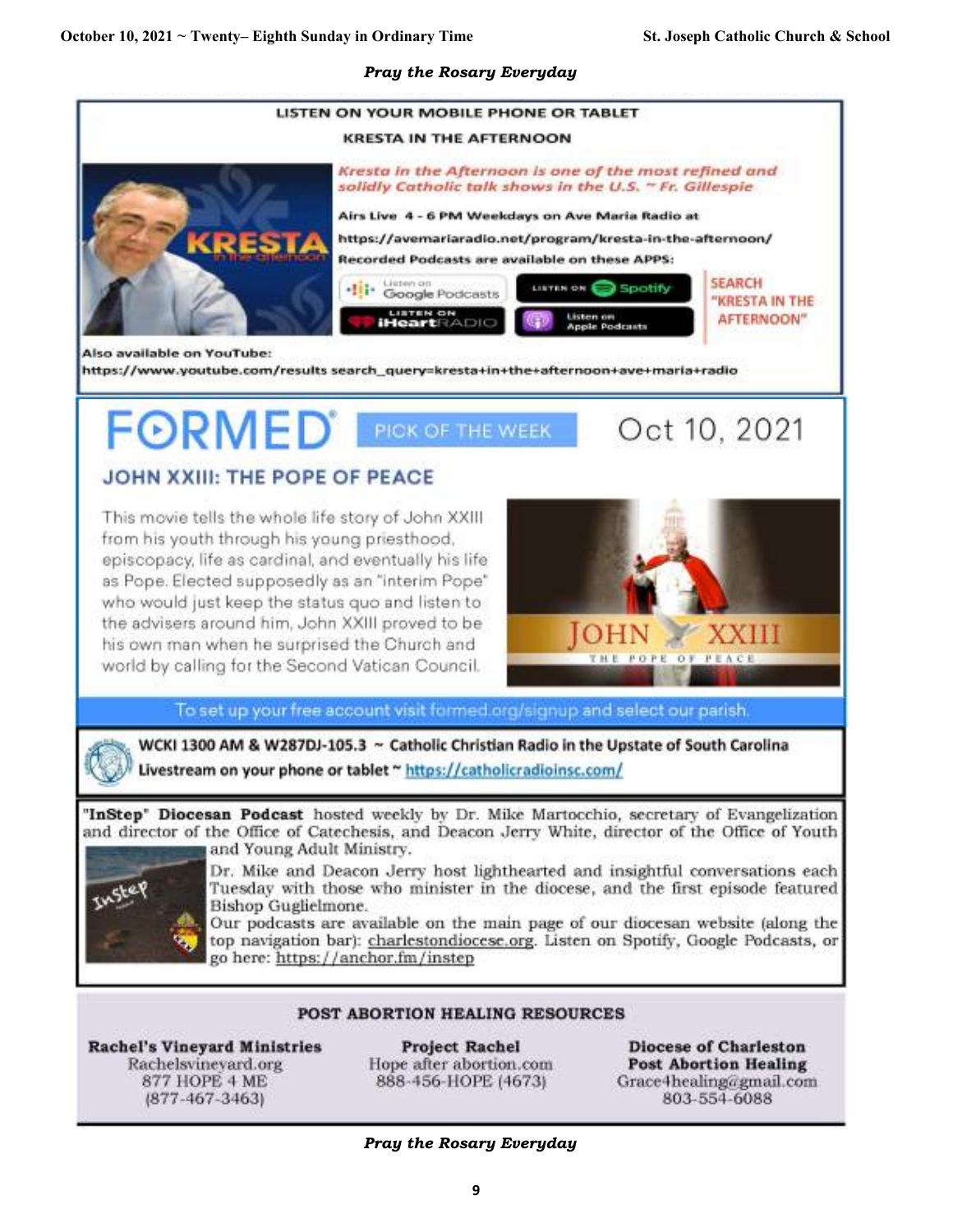*Pray the Rosary Everyday*

**LISTEN ON YOUR MOBILE PHONE OR TABLET**

**KRESTA IN THE AFTERNOON**

*Kresta in the Afternoon is one of the most refined and solidly Catholic talk shows in the U.S. ~ Fr. Gillespie*

**Airs Live 4 - 6 PM Weekdays on Ave Maria Radio at**

**https://avemariaradio.net/program/kresta-in-the-afternoon/**

**Recorded Podcasts are available on these APPS:**

Listen on Google Podcasts | Listen on Spotify | Listen on iHeartRADIO | Listen on Apple Podcasts

SEARCH "KRESTA IN THE AFTERNOON"

**Also available on YouTube:**

**https://www.youtube.com/results search_query=kresta+in+the+afternoon+ave+maria+radio**

## FORMED® PICK OF THE WEEK — Oct 10, 2021

### JOHN XXIII: THE POPE OF PEACE

This movie tells the whole life story of John XXIII from his youth through his young priesthood, episcopacy, life as cardinal, and eventually his life as Pope. Elected supposedly as an "interim Pope" who would just keep the status quo and listen to the advisers around him, John XXIII proved to be his own man when he surprised the Church and world by calling for the Second Vatican Council.

To set up your free account visit formed.org/signup and select our parish.

**WCKI 1300 AM & W287DJ-105.3 ~ Catholic Christian Radio in the Upstate of South Carolina**

**Livestream on your phone or tablet ~ https://catholicradioinsc.com/**

**"InStep" Diocesan Podcast** hosted weekly by Dr. Mike Martocchio, secretary of Evangelization and director of the Office of Catechesis, and Deacon Jerry White, director of the Office of Youth and Young Adult Ministry.

Dr. Mike and Deacon Jerry host lighthearted and insightful conversations each Tuesday with those who minister in the diocese, and the first episode featured Bishop Guglielmone.

Our podcasts are available on the main page of our diocesan website (along the top navigation bar): charlestondiocese.org. Listen on Spotify, Google Podcasts, or go here: https://anchor.fm/instep

### POST ABORTION HEALING RESOURCES

**Rachel's Vineyard Ministries**
Rachelsvineyard.org
877 HOPE 4 ME
(877-467-3463)

**Project Rachel**
Hope after abortion.com
888-456-HOPE (4673)

**Diocese of Charleston Post Abortion Healing**
Grace4healing@gmail.com
803-554-6088

*Pray the Rosary Everyday*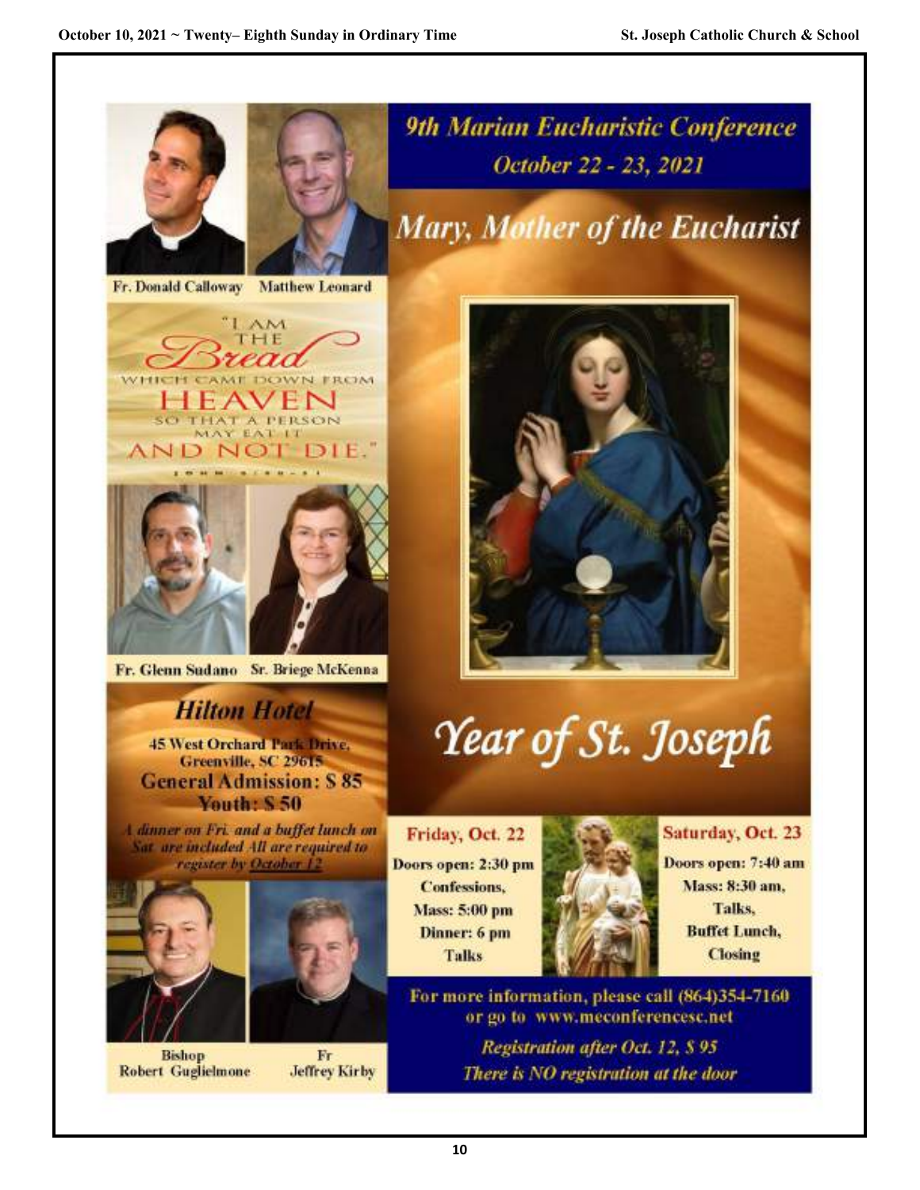# 9th Marian Eucharistic Conference

## October 22 - 23, 2021

## Mary, Mother of the Eucharist

Fr. Donald Calloway　Matthew Leonard

"I AM THE Bread WHICH CAME DOWN FROM HEAVEN SO THAT A PERSON MAY EAT IT AND NOT DIE."

Fr. Glenn Sudano　Sr. Briege McKenna

## Year of St. Joseph

### Hilton Hotel

**45 West Orchard Park Drive, Greenville, SC 29615**

**General Admission: $ 85**

**Youth: $ 50**

*A dinner on Fri. and a buffet lunch on Sat. are included All are required to register by October 12*

**Friday, Oct. 22**

Doors open: 2:30 pm
Confessions,
Mass: 5:00 pm
Dinner: 6 pm
Talks

**Saturday, Oct. 23**

Doors open: 7:40 am
Mass: 8:30 am,
Talks,
Buffet Lunch,
Closing

Bishop Robert Guglielmone　Fr Jeffrey Kirby

**For more information, please call (864)354-7160 or go to www.meconferencesc.net**

***Registration after Oct. 12, $ 95***

***There is NO registration at the door***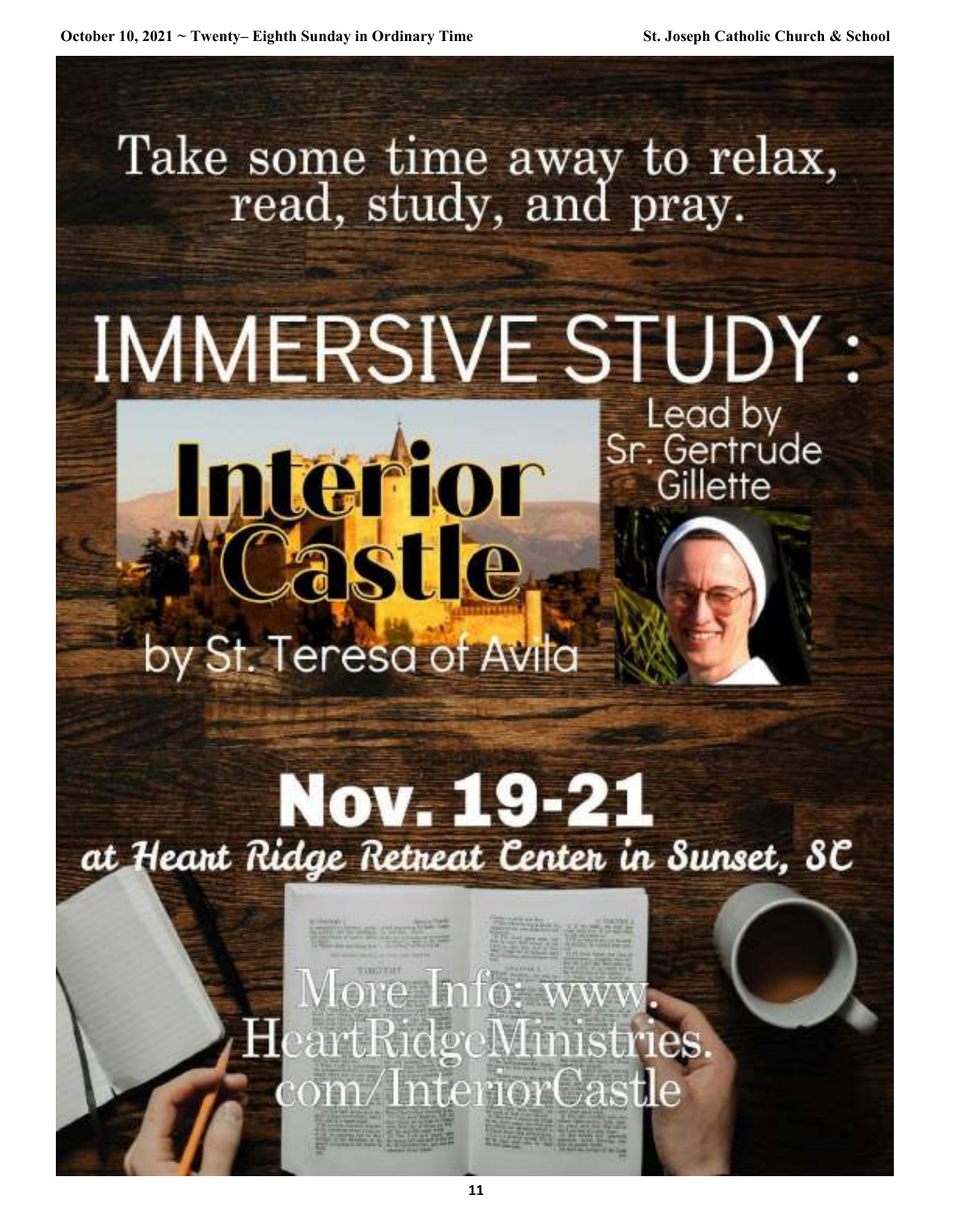# Take some time away to relax, read, study, and pray.

# IMMERSIVE STUDY:

## Interior Castle

by St. Teresa of Avila

Lead by Sr. Gertrude Gillette

## Nov. 19-21

*at Heart Ridge Retreat Center in Sunset, SC*

More Info: www.HeartRidgeMinistries.com/InteriorCastle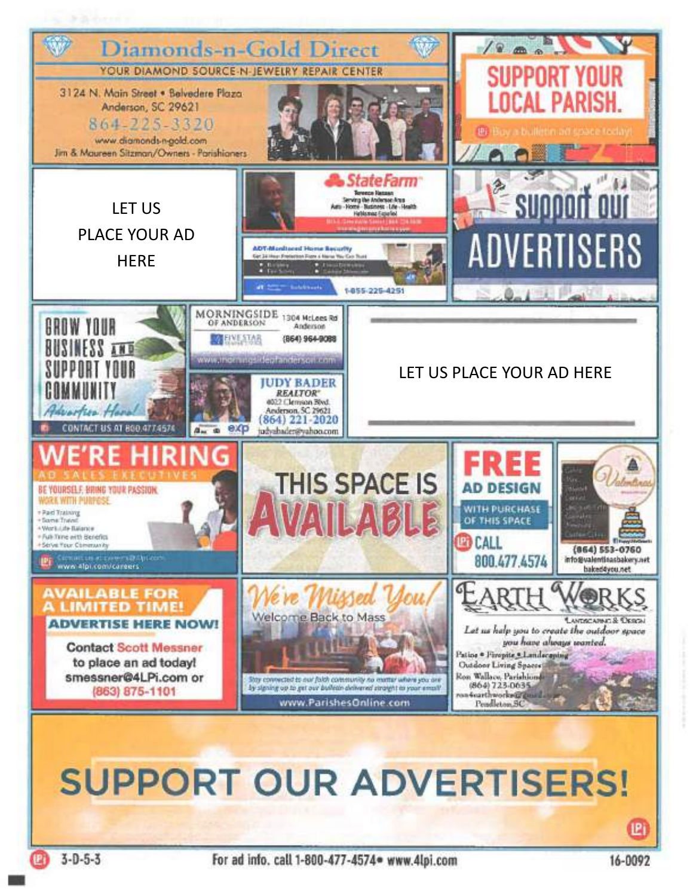# Diamonds-n-Gold Direct

YOUR DIAMOND SOURCE-N-JEWELRY REPAIR CENTER

3124 N. Main Street • Belvedere Plaza
Anderson, SC 29621
864-225-3320
www.diamonds-n-gold.com
Jim & Maureen Sitzman/Owners - Parishioners

SUPPORT YOUR LOCAL PARISH.

Buy a bulletin ad space today!

LET US PLACE YOUR AD HERE

State Farm

Terence Hassan
Serving the Anderson Area
Auto - Home - Business - Life - Health
Hablamos Español

ADT-Monitored Home Security

1-855-225-4251

support our ADVERTISERS

GROW YOUR BUSINESS AND SUPPORT YOUR COMMUNITY

Advertise Here!

CONTACT US AT 800.477.4574

MORNINGSIDE OF ANDERSON
1304 McLees Rd
Anderson
(864) 964-9088
FIVE STAR
www.morningsideofanderson.com

JUDY BADER
REALTOR®
4022 Clemson Blvd.
Anderson, SC 29621
(864) 221-2020
judyabader@yahoo.com
exp

LET US PLACE YOUR AD HERE

WE'RE HIRING

AD SALES EXECUTIVES

BE YOURSELF. BRING YOUR PASSION. WORK WITH PURPOSE.

- Paid Training
- Some Travel
- Work-Life Balance
- Full-Time with Benefits
- Serve Your Community

www.4lpi.com/careers

THIS SPACE IS AVAILABLE

FREE AD DESIGN

WITH PURCHASE OF THIS SPACE

CALL 800.477.4574

Valentinas

(864) 553-0760
info@valentinasbakery.net
baked4you.net

AVAILABLE FOR A LIMITED TIME!

ADVERTISE HERE NOW!

Contact Scott Messner to place an ad today!
smessner@4LPi.com or
(863) 875-1101

We've Missed You!

Welcome Back to Mass

Stay connected to our faith community no matter where you are by signing up to get our bulletin delivered straight to your email!

www.ParishesOnline.com

EARTH WORKS

LANDSCAPING & DESIGN

Let us help you to create the outdoor space you have always wanted.

Patios • Firepits • Landscaping
Outdoor Living Spaces
Ron Wallace, Parishioner
(864) 723-0635
Pendleton, SC

SUPPORT OUR ADVERTISERS!

3-D-5-3

For ad info. call 1-800-477-4574 • www.4lpi.com

16-0092